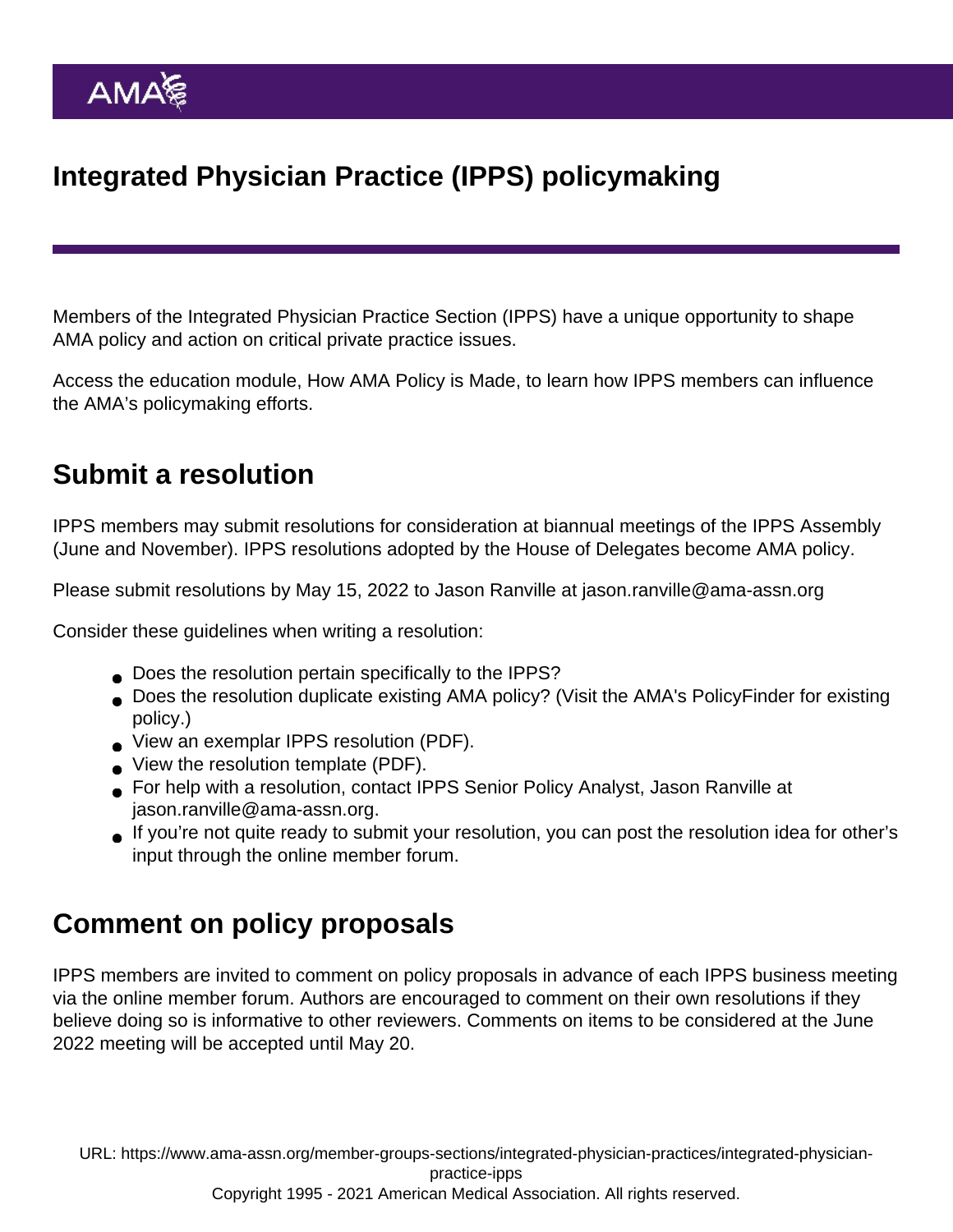# Integrated Physician Practice (IPPS) policymaking

Members of the Integrated Physician Practice Section (IPPS) have a unique opportunity to shape AMA policy and action on critical private practice issues.

Access the education module, How AMA Policy is Made, to learn how IPPS members can influence the AMA's policymaking efforts.

## Submit a resolution

IPPS members may submit resolutions for consideration at biannual meetings of the IPPS Assembly (June and November). IPPS resolutions adopted by the House of Delegates become AMA policy.

Please submit resolutions by May 15, 2022 to Jason Ranville at jason.ranville@ama-assn.org

Consider these guidelines when writing a resolution:

- Does the resolution pertain specifically to the IPPS?
- Does the resolution duplicate existing AMA policy? (Visit the AMA's PolicyFinder for existing policy.)
- View an exemplar IPPS resolution (PDF).
- View the resolution template (PDF).
- For help with a resolution, contact IPPS Senior Policy Analyst, Jason Ranville at jason.ranville@ama-assn.org.
- If you're not quite ready to submit your resolution, you can post the resolution idea for other's input through the online member forum.

## Comment on policy proposals

IPPS members are invited to comment on policy proposals in advance of each IPPS business meeting via the online member forum. Authors are encouraged to comment on their own resolutions if they believe doing so is informative to other reviewers. Comments on items to be considered at the June 2022 meeting will be accepted until May 20.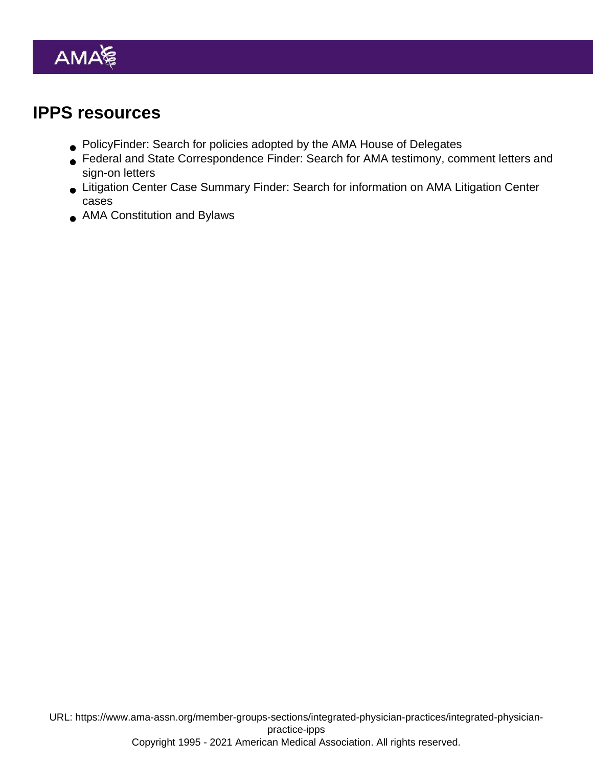## IPPS resources

- PolicyFinder: Search for policies adopted by the AMA House of Delegates
- Federal and State Correspondence Finder: Search for AMA testimony, comment letters and sign-on letters
- Litigation Center Case Summary Finder: Search for information on AMA Litigation Center cases
- AMA Constitution and Bylaws